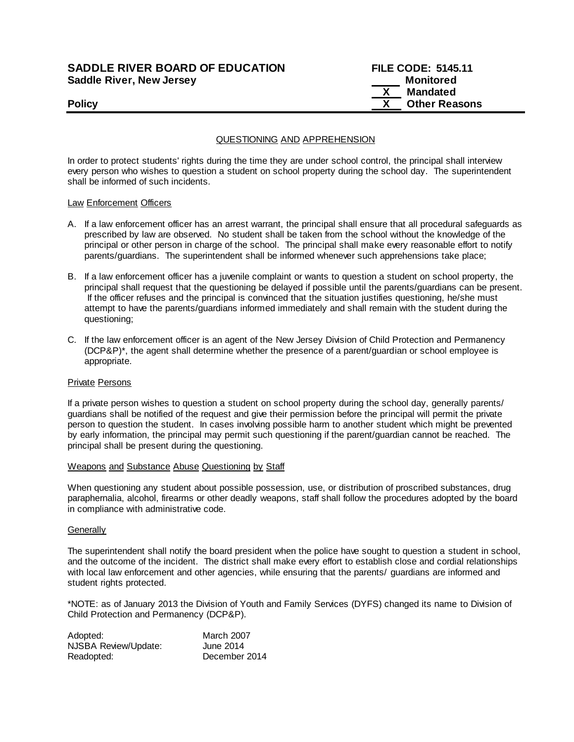**SADDLE RIVER BOARD OF EDUCATION** **FILE CODE: 5145.11**
**Saddle River, New Jersey**

\_\_\_\_\_ Monitored
\_\_X\_\_ Mandated
\_\_X\_\_ Other Reasons

**Policy**

---

QUESTIONING AND APPREHENSION

In order to protect students' rights during the time they are under school control, the principal shall interview every person who wishes to question a student on school property during the school day. The superintendent shall be informed of such incidents.

Law Enforcement Officers

A. If a law enforcement officer has an arrest warrant, the principal shall ensure that all procedural safeguards as prescribed by law are observed. No student shall be taken from the school without the knowledge of the principal or other person in charge of the school. The principal shall make every reasonable effort to notify parents/guardians. The superintendent shall be informed whenever such apprehensions take place;

B. If a law enforcement officer has a juvenile complaint or wants to question a student on school property, the principal shall request that the questioning be delayed if possible until the parents/guardians can be present. If the officer refuses and the principal is convinced that the situation justifies questioning, he/she must attempt to have the parents/guardians informed immediately and shall remain with the student during the questioning;

C. If the law enforcement officer is an agent of the New Jersey Division of Child Protection and Permanency (DCP&P)*, the agent shall determine whether the presence of a parent/guardian or school employee is appropriate.

Private Persons

If a private person wishes to question a student on school property during the school day, generally parents/ guardians shall be notified of the request and give their permission before the principal will permit the private person to question the student. In cases involving possible harm to another student which might be prevented by early information, the principal may permit such questioning if the parent/guardian cannot be reached. The principal shall be present during the questioning.

Weapons and Substance Abuse Questioning by Staff

When questioning any student about possible possession, use, or distribution of proscribed substances, drug paraphernalia, alcohol, firearms or other deadly weapons, staff shall follow the procedures adopted by the board in compliance with administrative code.

Generally

The superintendent shall notify the board president when the police have sought to question a student in school, and the outcome of the incident. The district shall make every effort to establish close and cordial relationships with local law enforcement and other agencies, while ensuring that the parents/ guardians are informed and student rights protected.

*NOTE: as of January 2013 the Division of Youth and Family Services (DYFS) changed its name to Division of Child Protection and Permanency (DCP&P).

| | |
|---|---|
| Adopted: | March 2007 |
| NJSBA Review/Update: | June 2014 |
| Readopted: | December 2014 |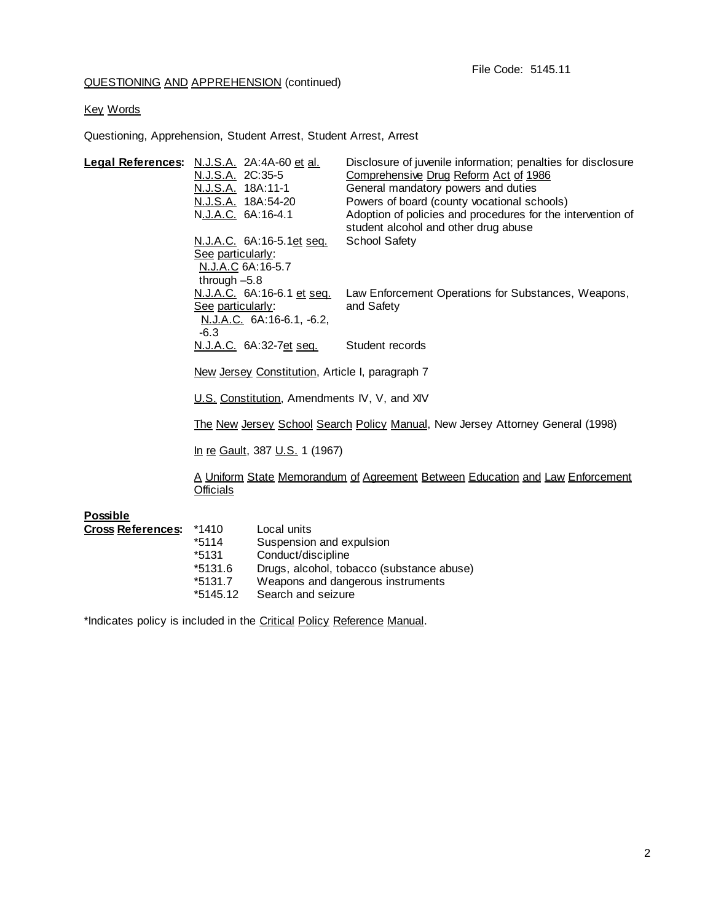QUESTIONING AND APPREHENSION (continued)

Key Words

Questioning, Apprehension, Student Arrest, Student Arrest, Arrest

**Legal References:**

| | |
|---|---|
| N.J.S.A. 2A:4A-60 et al. | Disclosure of juvenile information; penalties for disclosure |
| N.J.S.A. 2C:35-5 | Comprehensive Drug Reform Act of 1986 |
| N.J.S.A. 18A:11-1 | General mandatory powers and duties |
| N.J.S.A. 18A:54-20 | Powers of board (county vocational schools) |
| N.J.A.C. 6A:16-4.1 | Adoption of policies and procedures for the intervention of student alcohol and other drug abuse |
| N.J.A.C. 6A:16-5.1et seq. See particularly: N.J.A.C 6A:16-5.7 through –5.8 | School Safety |
| N.J.A.C. 6A:16-6.1 et seq. See particularly: N.J.A.C. 6A:16-6.1, -6.2, -6.3 | Law Enforcement Operations for Substances, Weapons, and Safety |
| N.J.A.C. 6A:32-7et seq. | Student records |

New Jersey Constitution, Article I, paragraph 7

U.S. Constitution, Amendments IV, V, and XIV

The New Jersey School Search Policy Manual, New Jersey Attorney General (1998)

In re Gault, 387 U.S. 1 (1967)

A Uniform State Memorandum of Agreement Between Education and Law Enforcement Officials

**Possible Cross References:**

| | |
|---|---|
| *1410 | Local units |
| *5114 | Suspension and expulsion |
| *5131 | Conduct/discipline |
| *5131.6 | Drugs, alcohol, tobacco (substance abuse) |
| *5131.7 | Weapons and dangerous instruments |
| *5145.12 | Search and seizure |

*Indicates policy is included in the Critical Policy Reference Manual.